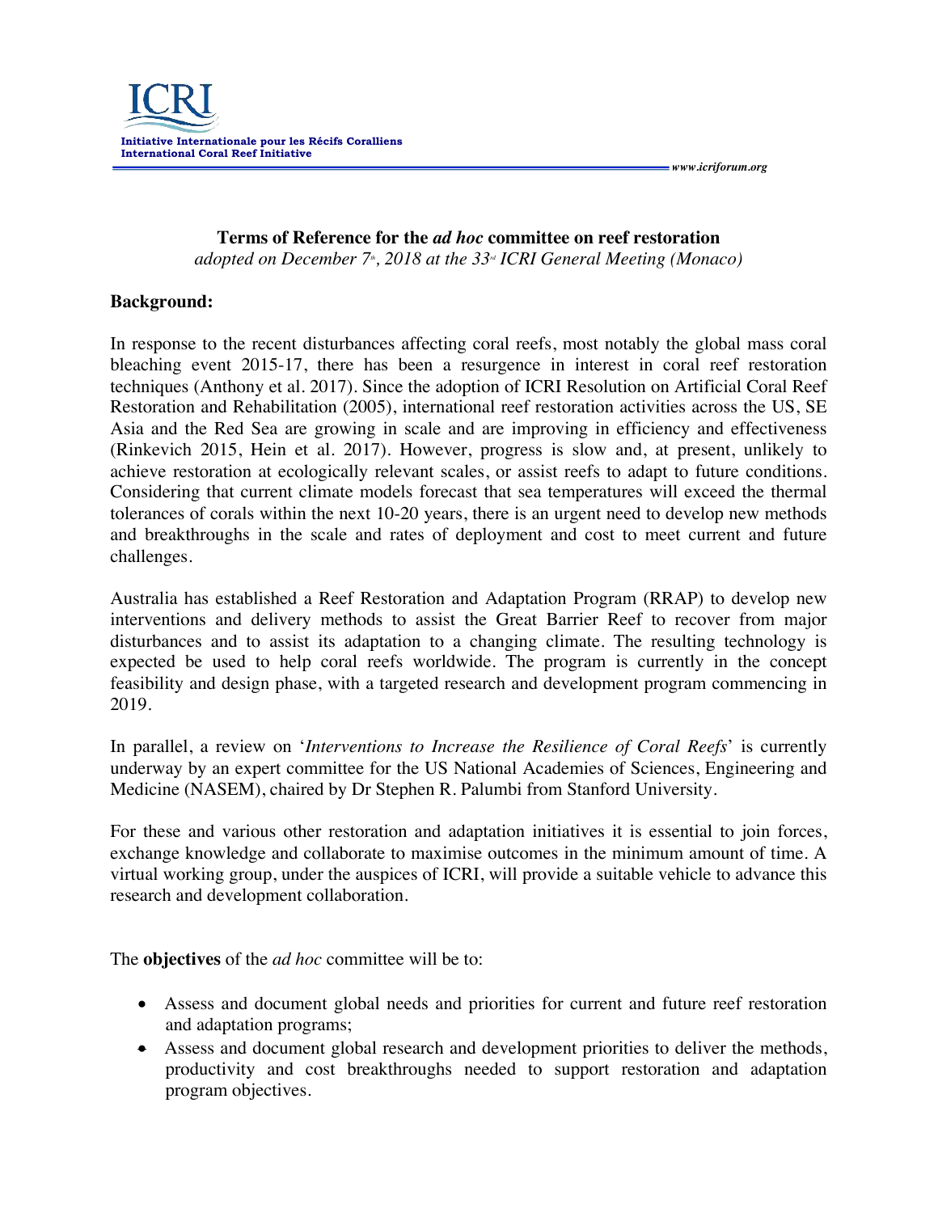ICRI

**Initiative Internationale pour les Récifs Coralliens**
**International Coral Reef Initiative**

*www.icriforum.org*

# Terms of Reference for the *ad hoc* committee on reef restoration

*adopted on December 7th, 2018 at the 33rd ICRI General Meeting (Monaco)*

## Background:

In response to the recent disturbances affecting coral reefs, most notably the global mass coral bleaching event 2015-17, there has been a resurgence in interest in coral reef restoration techniques (Anthony et al. 2017). Since the adoption of ICRI Resolution on Artificial Coral Reef Restoration and Rehabilitation (2005), international reef restoration activities across the US, SE Asia and the Red Sea are growing in scale and are improving in efficiency and effectiveness (Rinkevich 2015, Hein et al. 2017). However, progress is slow and, at present, unlikely to achieve restoration at ecologically relevant scales, or assist reefs to adapt to future conditions. Considering that current climate models forecast that sea temperatures will exceed the thermal tolerances of corals within the next 10-20 years, there is an urgent need to develop new methods and breakthroughs in the scale and rates of deployment and cost to meet current and future challenges.

Australia has established a Reef Restoration and Adaptation Program (RRAP) to develop new interventions and delivery methods to assist the Great Barrier Reef to recover from major disturbances and to assist its adaptation to a changing climate. The resulting technology is expected be used to help coral reefs worldwide. The program is currently in the concept feasibility and design phase, with a targeted research and development program commencing in 2019.

In parallel, a review on '*Interventions to Increase the Resilience of Coral Reefs*' is currently underway by an expert committee for the US National Academies of Sciences, Engineering and Medicine (NASEM), chaired by Dr Stephen R. Palumbi from Stanford University.

For these and various other restoration and adaptation initiatives it is essential to join forces, exchange knowledge and collaborate to maximise outcomes in the minimum amount of time. A virtual working group, under the auspices of ICRI, will provide a suitable vehicle to advance this research and development collaboration.

The **objectives** of the *ad hoc* committee will be to:

- Assess and document global needs and priorities for current and future reef restoration and adaptation programs;
- Assess and document global research and development priorities to deliver the methods, productivity and cost breakthroughs needed to support restoration and adaptation program objectives.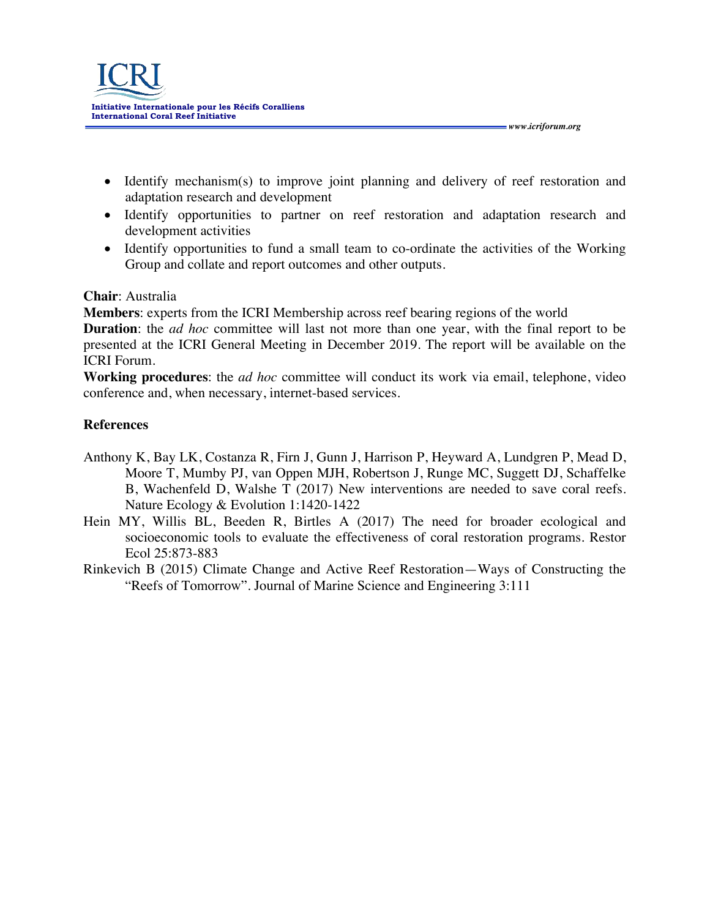- Identify mechanism(s) to improve joint planning and delivery of reef restoration and adaptation research and development
- Identify opportunities to partner on reef restoration and adaptation research and development activities
- Identify opportunities to fund a small team to co-ordinate the activities of the Working Group and collate and report outcomes and other outputs.

**Chair**: Australia
**Members**: experts from the ICRI Membership across reef bearing regions of the world
**Duration**: the *ad hoc* committee will last not more than one year, with the final report to be presented at the ICRI General Meeting in December 2019. The report will be available on the ICRI Forum.
**Working procedures**: the *ad hoc* committee will conduct its work via email, telephone, video conference and, when necessary, internet-based services.

**References**

Anthony K, Bay LK, Costanza R, Firn J, Gunn J, Harrison P, Heyward A, Lundgren P, Mead D, Moore T, Mumby PJ, van Oppen MJH, Robertson J, Runge MC, Suggett DJ, Schaffelke B, Wachenfeld D, Walshe T (2017) New interventions are needed to save coral reefs. Nature Ecology & Evolution 1:1420-1422

Hein MY, Willis BL, Beeden R, Birtles A (2017) The need for broader ecological and socioeconomic tools to evaluate the effectiveness of coral restoration programs. Restor Ecol 25:873-883

Rinkevich B (2015) Climate Change and Active Reef Restoration—Ways of Constructing the "Reefs of Tomorrow". Journal of Marine Science and Engineering 3:111